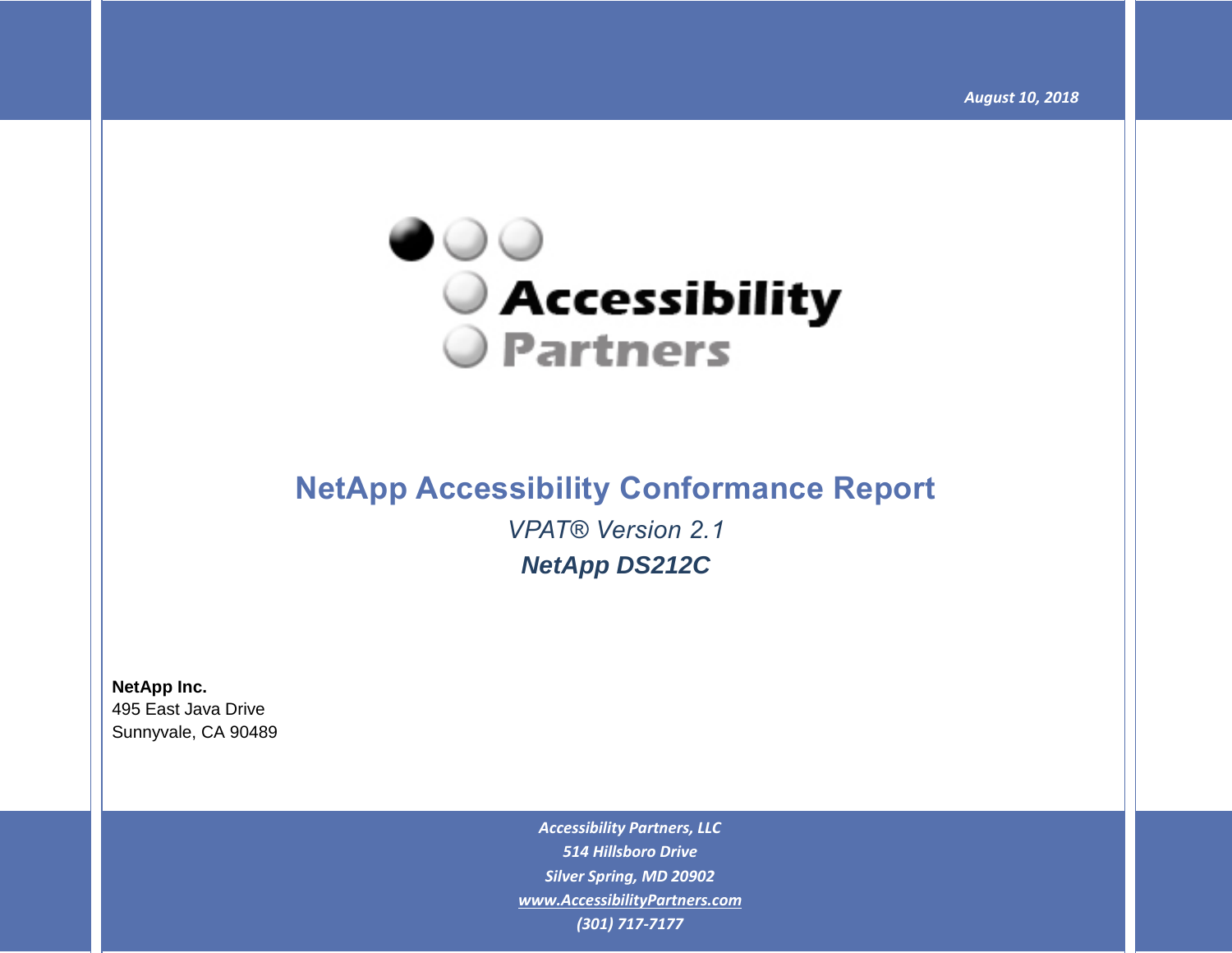*August 10, 2018*

Accessibility Partners

# NetApp Accessibility Conformance Report

*VPAT® Version 2.1*

***NetApp DS212C***

**NetApp Inc.**
495 East Java Drive
Sunnyvale, CA 90489

*Accessibility Partners, LLC*
*514 Hillsboro Drive*
*Silver Spring, MD 20902*
*www.AccessibilityPartners.com*
*(301) 717-7177*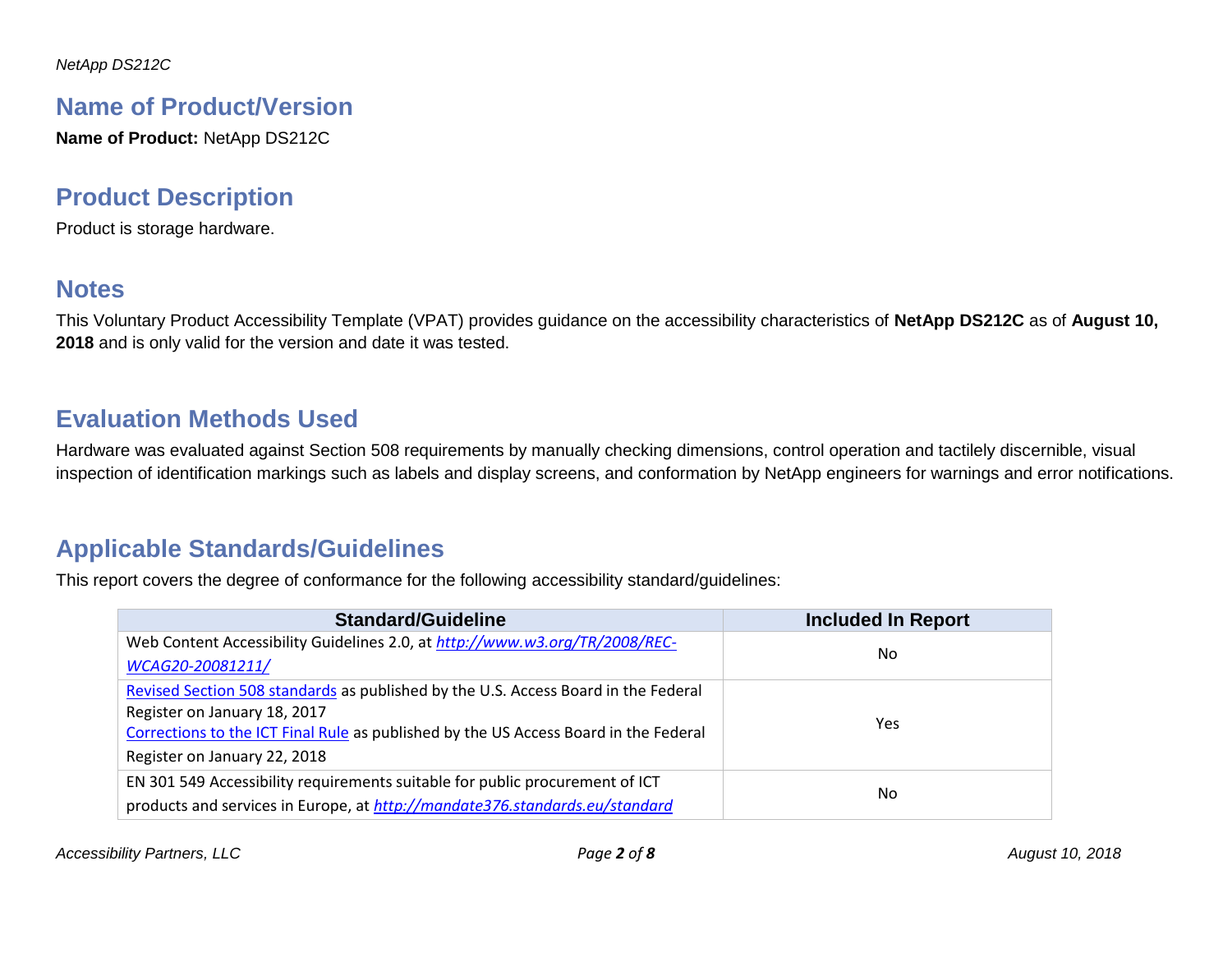## Name of Product/Version

**Name of Product:** NetApp DS212C

## Product Description

Product is storage hardware.

## Notes

This Voluntary Product Accessibility Template (VPAT) provides guidance on the accessibility characteristics of **NetApp DS212C** as of **August 10, 2018** and is only valid for the version and date it was tested.

## Evaluation Methods Used

Hardware was evaluated against Section 508 requirements by manually checking dimensions, control operation and tactilely discernible, visual inspection of identification markings such as labels and display screens, and conformation by NetApp engineers for warnings and error notifications.

## Applicable Standards/Guidelines

This report covers the degree of conformance for the following accessibility standard/guidelines:

| Standard/Guideline | Included In Report |
|---|---|
| Web Content Accessibility Guidelines 2.0, at *http://www.w3.org/TR/2008/REC-WCAG20-20081211/* | No |
| Revised Section 508 standards as published by the U.S. Access Board in the Federal Register on January 18, 2017<br>Corrections to the ICT Final Rule as published by the US Access Board in the Federal Register on January 22, 2018 | Yes |
| EN 301 549 Accessibility requirements suitable for public procurement of ICT products and services in Europe, at *http://mandate376.standards.eu/standard* | No |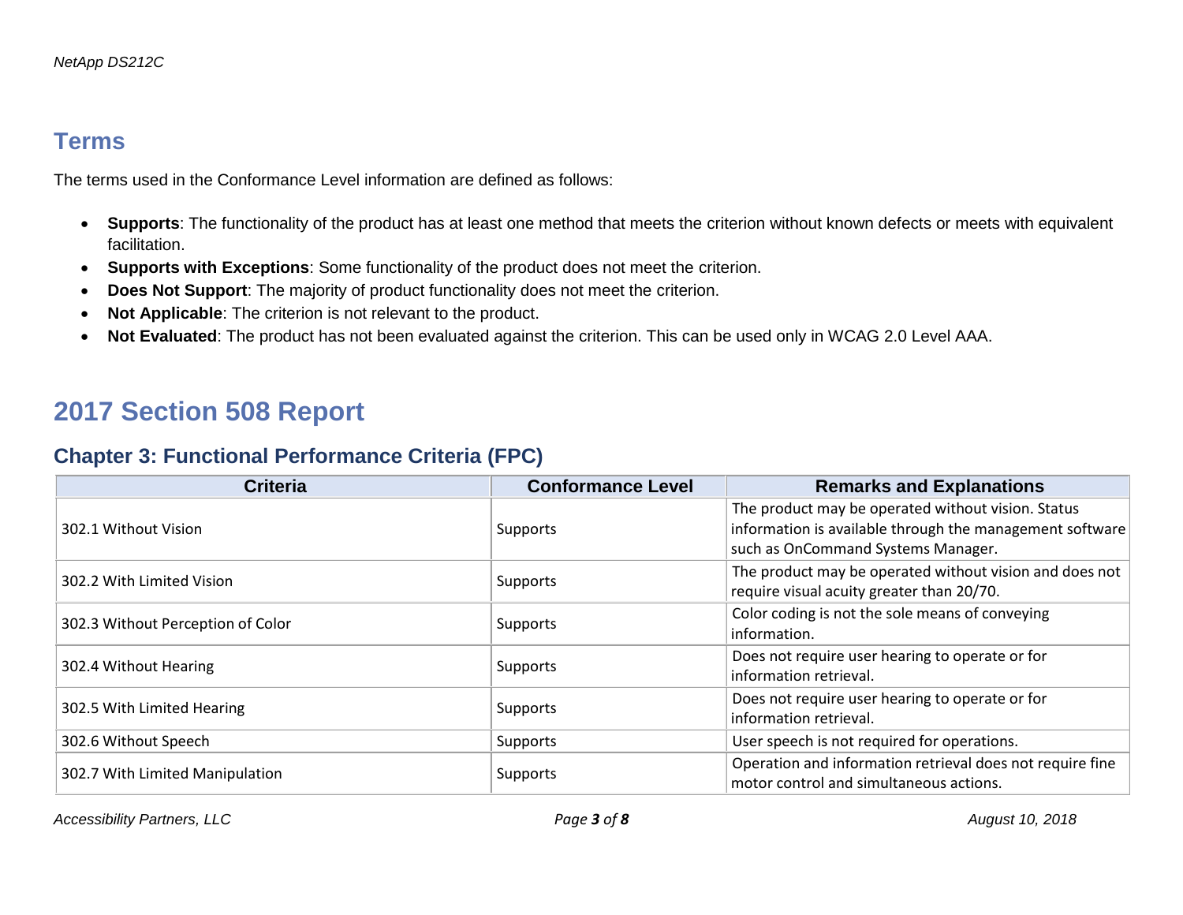## Terms

The terms used in the Conformance Level information are defined as follows:

- **Supports**: The functionality of the product has at least one method that meets the criterion without known defects or meets with equivalent facilitation.
- **Supports with Exceptions**: Some functionality of the product does not meet the criterion.
- **Does Not Support**: The majority of product functionality does not meet the criterion.
- **Not Applicable**: The criterion is not relevant to the product.
- **Not Evaluated**: The product has not been evaluated against the criterion. This can be used only in WCAG 2.0 Level AAA.

# 2017 Section 508 Report

## Chapter 3: Functional Performance Criteria (FPC)

| Criteria | Conformance Level | Remarks and Explanations |
|---|---|---|
| 302.1 Without Vision | Supports | The product may be operated without vision. Status information is available through the management software such as OnCommand Systems Manager. |
| 302.2 With Limited Vision | Supports | The product may be operated without vision and does not require visual acuity greater than 20/70. |
| 302.3 Without Perception of Color | Supports | Color coding is not the sole means of conveying information. |
| 302.4 Without Hearing | Supports | Does not require user hearing to operate or for information retrieval. |
| 302.5 With Limited Hearing | Supports | Does not require user hearing to operate or for information retrieval. |
| 302.6 Without Speech | Supports | User speech is not required for operations. |
| 302.7 With Limited Manipulation | Supports | Operation and information retrieval does not require fine motor control and simultaneous actions. |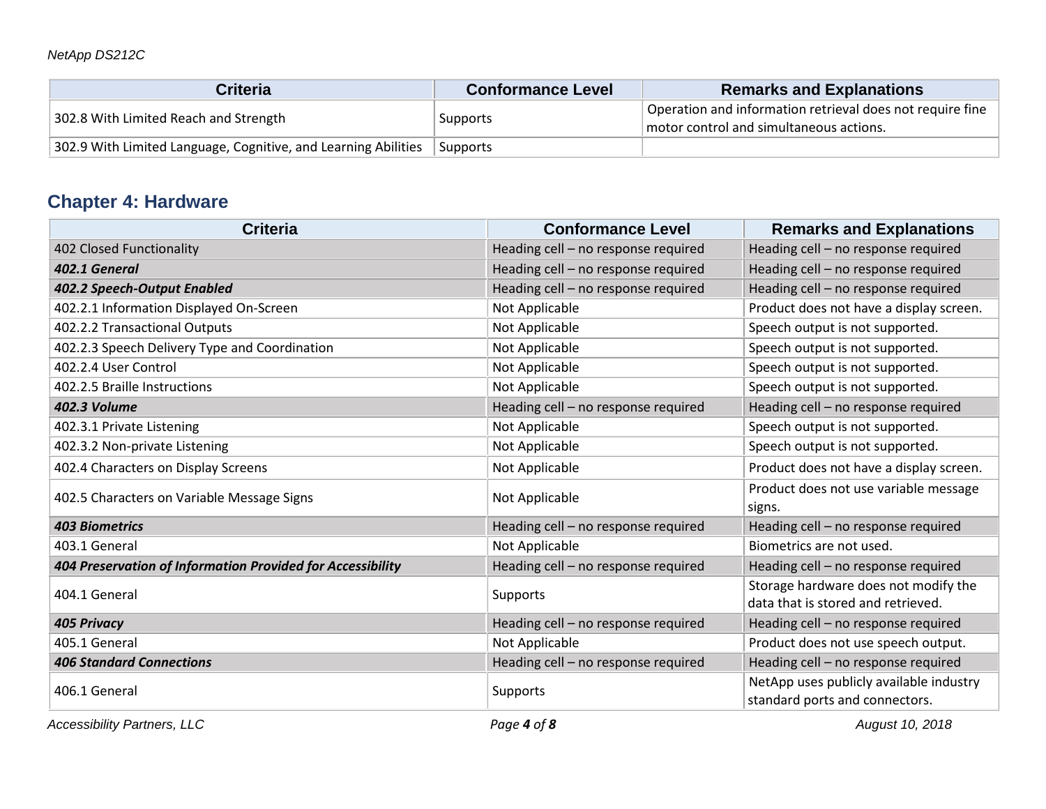| Criteria | Conformance Level | Remarks and Explanations |
|---|---|---|
| 302.8 With Limited Reach and Strength | Supports | Operation and information retrieval does not require fine motor control and simultaneous actions. |
| 302.9 With Limited Language, Cognitive, and Learning Abilities | Supports | |

## Chapter 4: Hardware

| Criteria | Conformance Level | Remarks and Explanations |
|---|---|---|
| 402 Closed Functionality | Heading cell – no response required | Heading cell – no response required |
| ***402.1 General*** | Heading cell – no response required | Heading cell – no response required |
| ***402.2 Speech-Output Enabled*** | Heading cell – no response required | Heading cell – no response required |
| 402.2.1 Information Displayed On-Screen | Not Applicable | Product does not have a display screen. |
| 402.2.2 Transactional Outputs | Not Applicable | Speech output is not supported. |
| 402.2.3 Speech Delivery Type and Coordination | Not Applicable | Speech output is not supported. |
| 402.2.4 User Control | Not Applicable | Speech output is not supported. |
| 402.2.5 Braille Instructions | Not Applicable | Speech output is not supported. |
| ***402.3 Volume*** | Heading cell – no response required | Heading cell – no response required |
| 402.3.1 Private Listening | Not Applicable | Speech output is not supported. |
| 402.3.2 Non-private Listening | Not Applicable | Speech output is not supported. |
| 402.4 Characters on Display Screens | Not Applicable | Product does not have a display screen. |
| 402.5 Characters on Variable Message Signs | Not Applicable | Product does not use variable message signs. |
| ***403 Biometrics*** | Heading cell – no response required | Heading cell – no response required |
| 403.1 General | Not Applicable | Biometrics are not used. |
| ***404 Preservation of Information Provided for Accessibility*** | Heading cell – no response required | Heading cell – no response required |
| 404.1 General | Supports | Storage hardware does not modify the data that is stored and retrieved. |
| ***405 Privacy*** | Heading cell – no response required | Heading cell – no response required |
| 405.1 General | Not Applicable | Product does not use speech output. |
| ***406 Standard Connections*** | Heading cell – no response required | Heading cell – no response required |
| 406.1 General | Supports | NetApp uses publicly available industry standard ports and connectors. |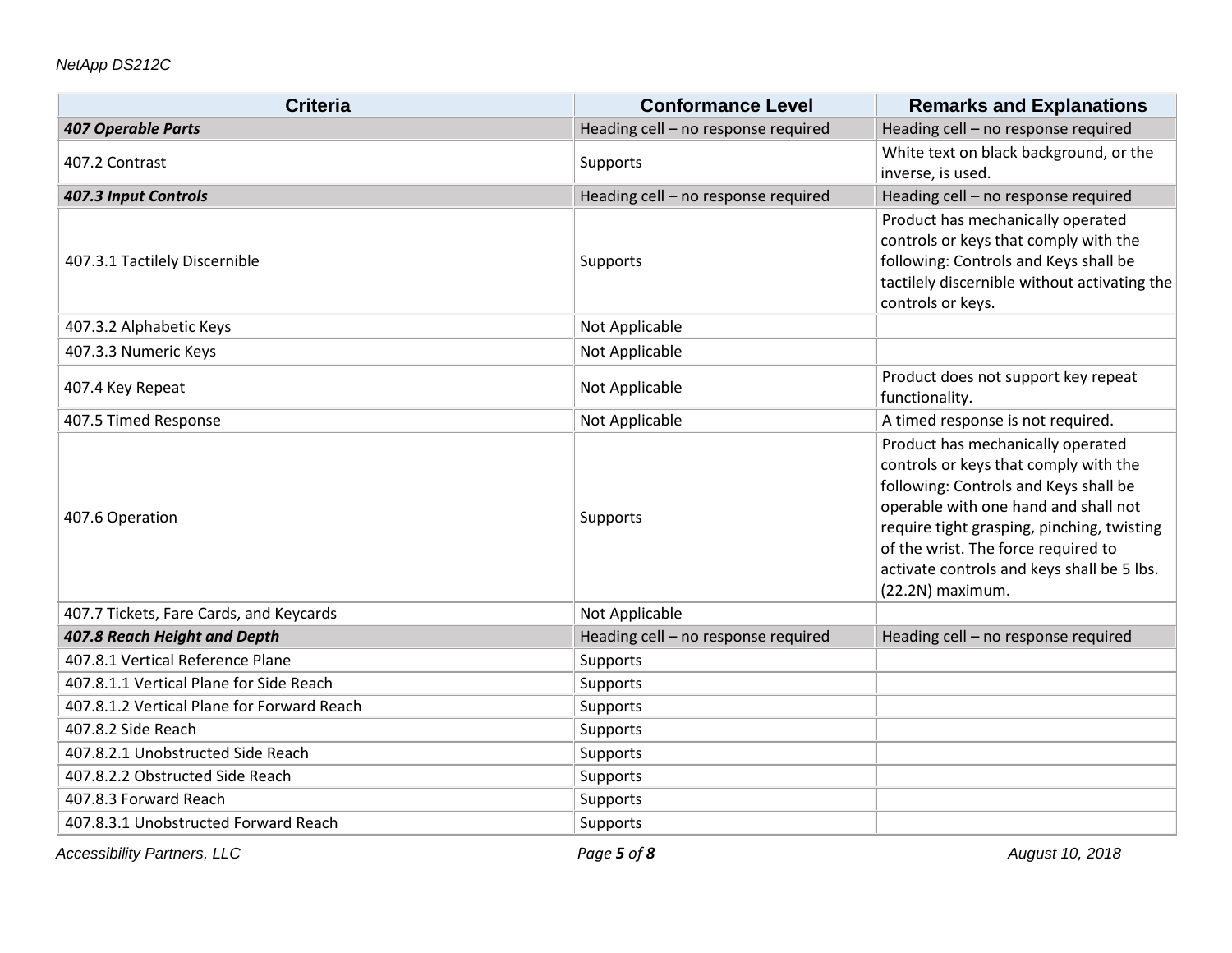| Criteria | Conformance Level | Remarks and Explanations |
| --- | --- | --- |
| ***407 Operable Parts*** | Heading cell – no response required | Heading cell – no response required |
| 407.2 Contrast | Supports | White text on black background, or the inverse, is used. |
| ***407.3 Input Controls*** | Heading cell – no response required | Heading cell – no response required |
| 407.3.1 Tactilely Discernible | Supports | Product has mechanically operated controls or keys that comply with the following: Controls and Keys shall be tactilely discernible without activating the controls or keys. |
| 407.3.2 Alphabetic Keys | Not Applicable | |
| 407.3.3 Numeric Keys | Not Applicable | |
| 407.4 Key Repeat | Not Applicable | Product does not support key repeat functionality. |
| 407.5 Timed Response | Not Applicable | A timed response is not required. |
| 407.6 Operation | Supports | Product has mechanically operated controls or keys that comply with the following: Controls and Keys shall be operable with one hand and shall not require tight grasping, pinching, twisting of the wrist. The force required to activate controls and keys shall be 5 lbs. (22.2N) maximum. |
| 407.7 Tickets, Fare Cards, and Keycards | Not Applicable | |
| ***407.8 Reach Height and Depth*** | Heading cell – no response required | Heading cell – no response required |
| 407.8.1 Vertical Reference Plane | Supports | |
| 407.8.1.1 Vertical Plane for Side Reach | Supports | |
| 407.8.1.2 Vertical Plane for Forward Reach | Supports | |
| 407.8.2 Side Reach | Supports | |
| 407.8.2.1 Unobstructed Side Reach | Supports | |
| 407.8.2.2 Obstructed Side Reach | Supports | |
| 407.8.3 Forward Reach | Supports | |
| 407.8.3.1 Unobstructed Forward Reach | Supports | |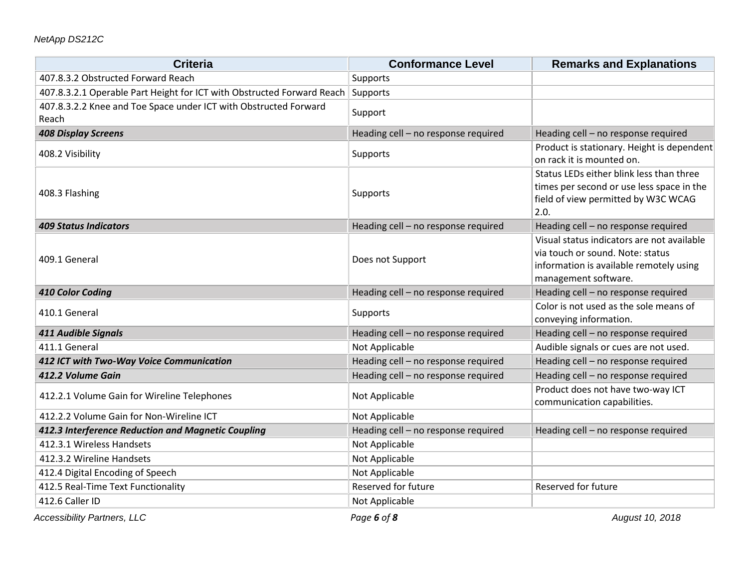| Criteria | Conformance Level | Remarks and Explanations |
|---|---|---|
| 407.8.3.2 Obstructed Forward Reach | Supports | |
| 407.8.3.2.1 Operable Part Height for ICT with Obstructed Forward Reach | Supports | |
| 407.8.3.2.2 Knee and Toe Space under ICT with Obstructed Forward Reach | Support | |
| ***408 Display Screens*** | Heading cell – no response required | Heading cell – no response required |
| 408.2 Visibility | Supports | Product is stationary. Height is dependent on rack it is mounted on. |
| 408.3 Flashing | Supports | Status LEDs either blink less than three times per second or use less space in the field of view permitted by W3C WCAG 2.0. |
| ***409 Status Indicators*** | Heading cell – no response required | Heading cell – no response required |
| 409.1 General | Does not Support | Visual status indicators are not available via touch or sound. Note: status information is available remotely using management software. |
| ***410 Color Coding*** | Heading cell – no response required | Heading cell – no response required |
| 410.1 General | Supports | Color is not used as the sole means of conveying information. |
| ***411 Audible Signals*** | Heading cell – no response required | Heading cell – no response required |
| 411.1 General | Not Applicable | Audible signals or cues are not used. |
| ***412 ICT with Two-Way Voice Communication*** | Heading cell – no response required | Heading cell – no response required |
| ***412.2 Volume Gain*** | Heading cell – no response required | Heading cell – no response required |
| 412.2.1 Volume Gain for Wireline Telephones | Not Applicable | Product does not have two-way ICT communication capabilities. |
| 412.2.2 Volume Gain for Non-Wireline ICT | Not Applicable | |
| ***412.3 Interference Reduction and Magnetic Coupling*** | Heading cell – no response required | Heading cell – no response required |
| 412.3.1 Wireless Handsets | Not Applicable | |
| 412.3.2 Wireline Handsets | Not Applicable | |
| 412.4 Digital Encoding of Speech | Not Applicable | |
| 412.5 Real-Time Text Functionality | Reserved for future | Reserved for future |
| 412.6 Caller ID | Not Applicable | |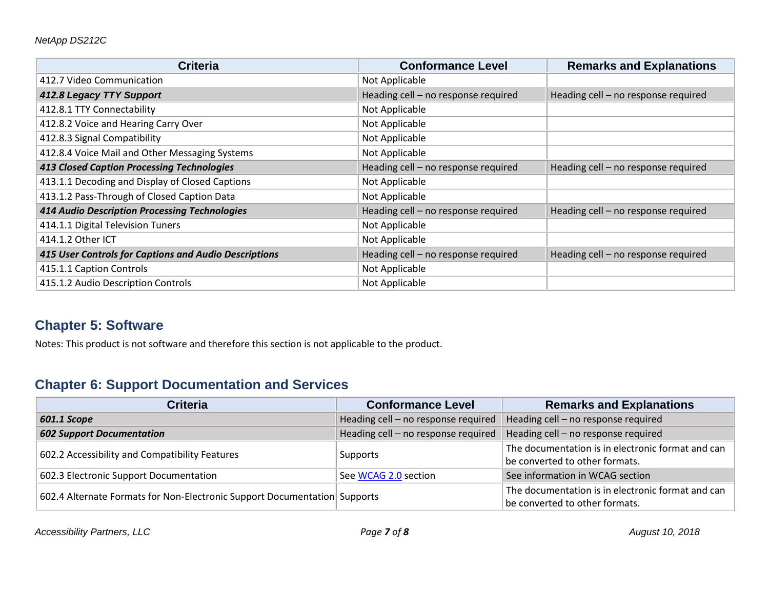| Criteria | Conformance Level | Remarks and Explanations |
| --- | --- | --- |
| 412.7 Video Communication | Not Applicable | |
| ***412.8 Legacy TTY Support*** | Heading cell – no response required | Heading cell – no response required |
| 412.8.1 TTY Connectability | Not Applicable | |
| 412.8.2 Voice and Hearing Carry Over | Not Applicable | |
| 412.8.3 Signal Compatibility | Not Applicable | |
| 412.8.4 Voice Mail and Other Messaging Systems | Not Applicable | |
| ***413 Closed Caption Processing Technologies*** | Heading cell – no response required | Heading cell – no response required |
| 413.1.1 Decoding and Display of Closed Captions | Not Applicable | |
| 413.1.2 Pass-Through of Closed Caption Data | Not Applicable | |
| ***414 Audio Description Processing Technologies*** | Heading cell – no response required | Heading cell – no response required |
| 414.1.1 Digital Television Tuners | Not Applicable | |
| 414.1.2 Other ICT | Not Applicable | |
| ***415 User Controls for Captions and Audio Descriptions*** | Heading cell – no response required | Heading cell – no response required |
| 415.1.1 Caption Controls | Not Applicable | |
| 415.1.2 Audio Description Controls | Not Applicable | |

## Chapter 5: Software

Notes: This product is not software and therefore this section is not applicable to the product.

## Chapter 6: Support Documentation and Services

| Criteria | Conformance Level | Remarks and Explanations |
| --- | --- | --- |
| ***601.1 Scope*** | Heading cell – no response required | Heading cell – no response required |
| ***602 Support Documentation*** | Heading cell – no response required | Heading cell – no response required |
| 602.2 Accessibility and Compatibility Features | Supports | The documentation is in electronic format and can be converted to other formats. |
| 602.3 Electronic Support Documentation | See WCAG 2.0 section | See information in WCAG section |
| 602.4 Alternate Formats for Non-Electronic Support Documentation | Supports | The documentation is in electronic format and can be converted to other formats. |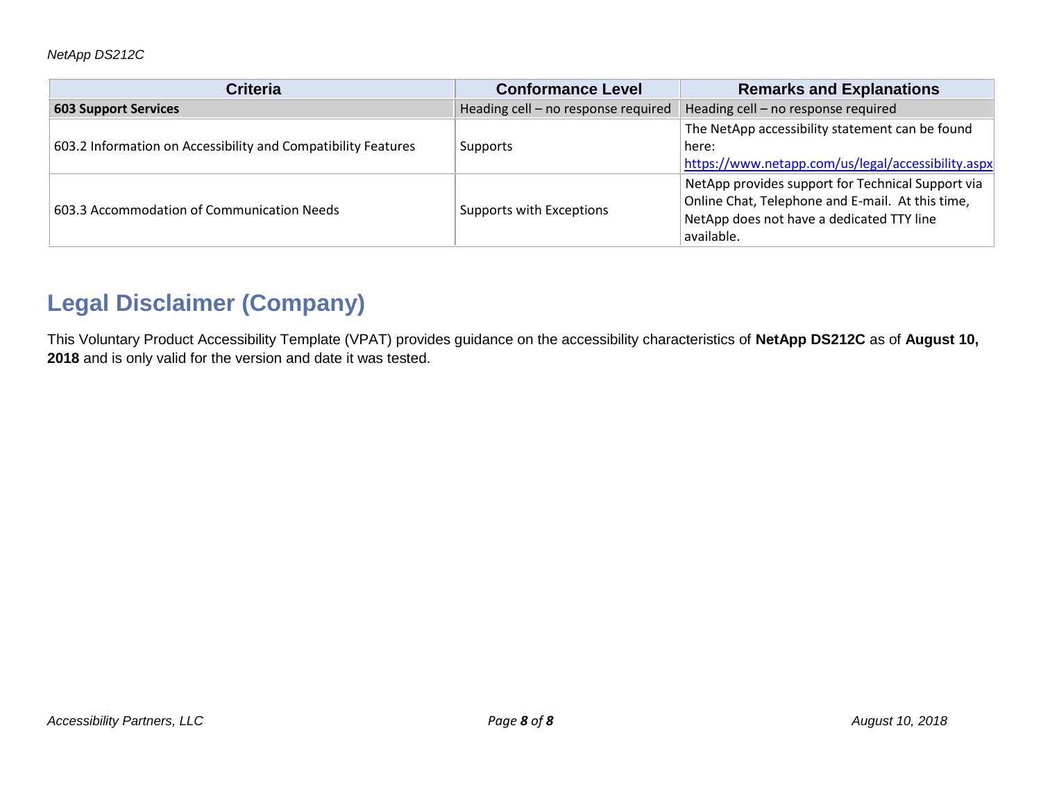| Criteria | Conformance Level | Remarks and Explanations |
|---|---|---|
| **603 Support Services** | Heading cell – no response required | Heading cell – no response required |
| 603.2 Information on Accessibility and Compatibility Features | Supports | The NetApp accessibility statement can be found here: https://www.netapp.com/us/legal/accessibility.aspx |
| 603.3 Accommodation of Communication Needs | Supports with Exceptions | NetApp provides support for Technical Support via Online Chat, Telephone and E-mail. At this time, NetApp does not have a dedicated TTY line available. |

## Legal Disclaimer (Company)

This Voluntary Product Accessibility Template (VPAT) provides guidance on the accessibility characteristics of **NetApp DS212C** as of **August 10, 2018** and is only valid for the version and date it was tested.